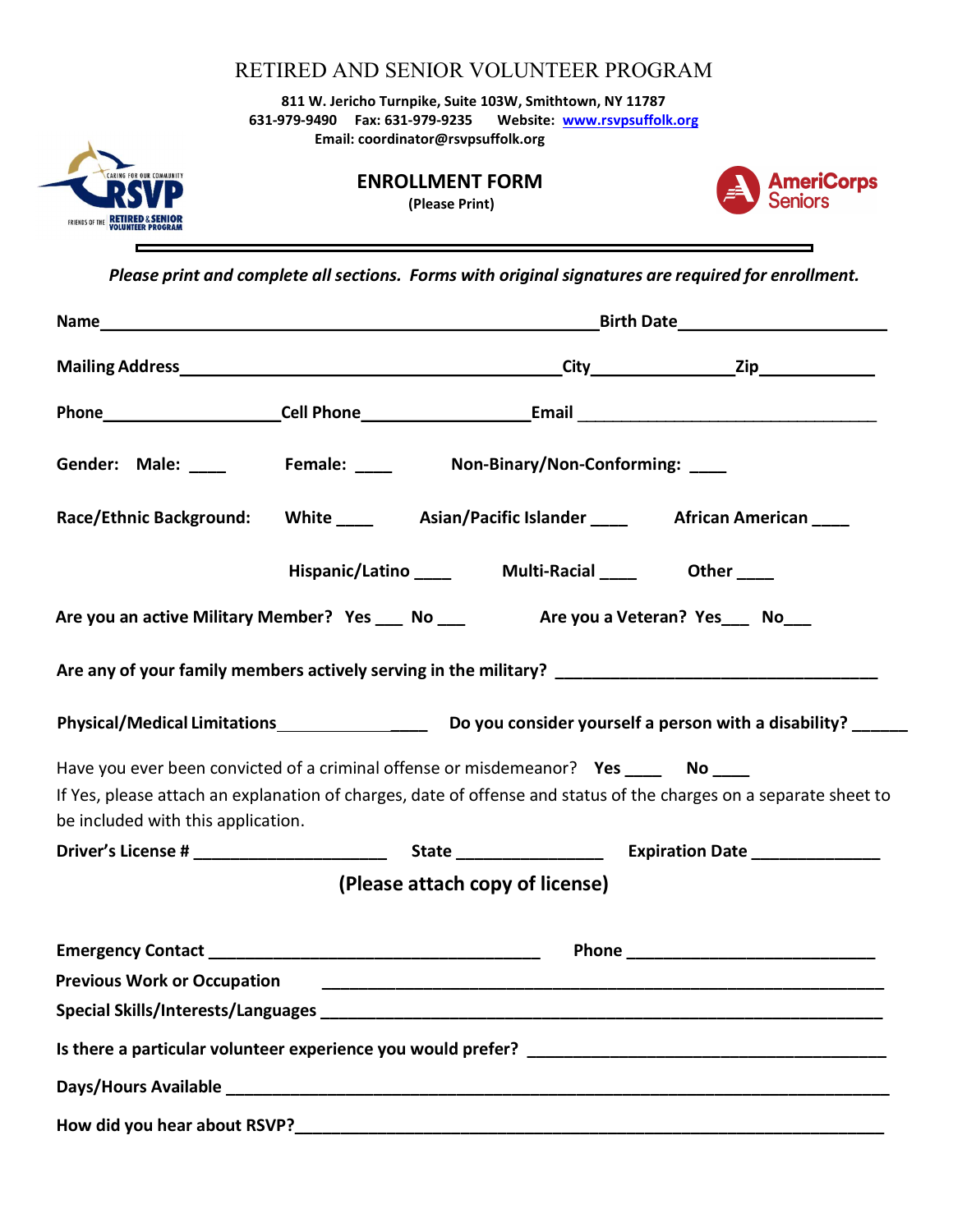# RETIRED AND SENIOR VOLUNTEER PROGRAM

**811 W. Jericho Turnpike, Suite 103W, Smithtown, NY 11787**
**631-979-9490 Fax: 631-979-9235 Website: [www.rsvpsuffolk.org](http://www.rsvpsuffolk.org)**
**Email: coordinator@rsvpsuffolk.org**

## ENROLLMENT FORM

**(Please Print)**

***Please print and complete all sections. Forms with original signatures are required for enrollment.***

**Name**\_\_\_\_\_\_\_\_\_\_\_\_\_\_\_\_\_\_\_\_\_\_\_\_\_\_\_\_\_\_\_\_\_\_\_\_\_\_\_\_\_\_\_\_\_\_\_\_\_\_**Birth Date**\_\_\_\_\_\_\_\_\_\_\_\_\_\_\_\_\_\_\_\_

**Mailing Address**\_\_\_\_\_\_\_\_\_\_\_\_\_\_\_\_\_\_\_\_\_\_\_\_\_\_\_\_\_\_\_\_\_\_\_\_\_\_\_**City**\_\_\_\_\_\_\_\_\_\_\_\_\_\_**Zip**\_\_\_\_\_\_\_\_\_\_\_\_

**Phone**\_\_\_\_\_\_\_\_\_\_\_\_\_\_\_\_\_\_**Cell Phone**\_\_\_\_\_\_\_\_\_\_\_\_\_\_\_\_\_\_**Email** \_\_\_\_\_\_\_\_\_\_\_\_\_\_\_\_\_\_\_\_\_\_\_\_\_\_\_\_\_\_\_\_

**Gender: Male: \_\_\_\_ Female: \_\_\_\_ Non-Binary/Non-Conforming: \_\_\_\_**

**Race/Ethnic Background: White \_\_\_\_ Asian/Pacific Islander \_\_\_\_ African American \_\_\_\_**

**Hispanic/Latino \_\_\_\_ Multi-Racial \_\_\_\_ Other \_\_\_\_**

**Are you an active Military Member? Yes \_\_\_ No \_\_\_ Are you a Veteran? Yes\_\_\_ No\_\_\_**

**Are any of your family members actively serving in the military?** \_\_\_\_\_\_\_\_\_\_\_\_\_\_\_\_\_\_\_\_\_\_\_\_\_\_\_\_\_\_\_\_

**Physical/Medical Limitations**\_\_\_\_\_\_\_\_\_\_\_\_\_\_\_\_ **Do you consider yourself a person with a disability?** \_\_\_\_\_\_

Have you ever been convicted of a criminal offense or misdemeanor? **Yes \_\_\_\_ No \_\_\_\_**
If Yes, please attach an explanation of charges, date of offense and status of the charges on a separate sheet to be included with this application.

**Driver's License #** \_\_\_\_\_\_\_\_\_\_\_\_\_\_\_\_\_\_\_\_ **State** \_\_\_\_\_\_\_\_\_\_\_\_\_\_\_ **Expiration Date** \_\_\_\_\_\_\_\_\_\_\_\_\_

**(Please attach copy of license)**

**Emergency Contact** \_\_\_\_\_\_\_\_\_\_\_\_\_\_\_\_\_\_\_\_\_\_\_\_\_\_\_\_\_\_\_\_\_\_\_ **Phone** \_\_\_\_\_\_\_\_\_\_\_\_\_\_\_\_\_\_\_\_\_\_\_\_\_\_\_

**Previous Work or Occupation** \_\_\_\_\_\_\_\_\_\_\_\_\_\_\_\_\_\_\_\_\_\_\_\_\_\_\_\_\_\_\_\_\_\_\_\_\_\_\_\_\_\_\_\_\_\_\_\_\_\_\_\_\_\_\_\_\_\_

**Special Skills/Interests/Languages** \_\_\_\_\_\_\_\_\_\_\_\_\_\_\_\_\_\_\_\_\_\_\_\_\_\_\_\_\_\_\_\_\_\_\_\_\_\_\_\_\_\_\_\_\_\_\_\_\_\_\_\_\_\_\_

**Is there a particular volunteer experience you would prefer?** \_\_\_\_\_\_\_\_\_\_\_\_\_\_\_\_\_\_\_\_\_\_\_\_\_\_\_\_\_\_\_\_\_\_\_\_\_

**Days/Hours Available** \_\_\_\_\_\_\_\_\_\_\_\_\_\_\_\_\_\_\_\_\_\_\_\_\_\_\_\_\_\_\_\_\_\_\_\_\_\_\_\_\_\_\_\_\_\_\_\_\_\_\_\_\_\_\_\_\_\_\_\_\_\_\_\_\_\_

**How did you hear about RSVP?**\_\_\_\_\_\_\_\_\_\_\_\_\_\_\_\_\_\_\_\_\_\_\_\_\_\_\_\_\_\_\_\_\_\_\_\_\_\_\_\_\_\_\_\_\_\_\_\_\_\_\_\_\_\_\_\_\_\_\_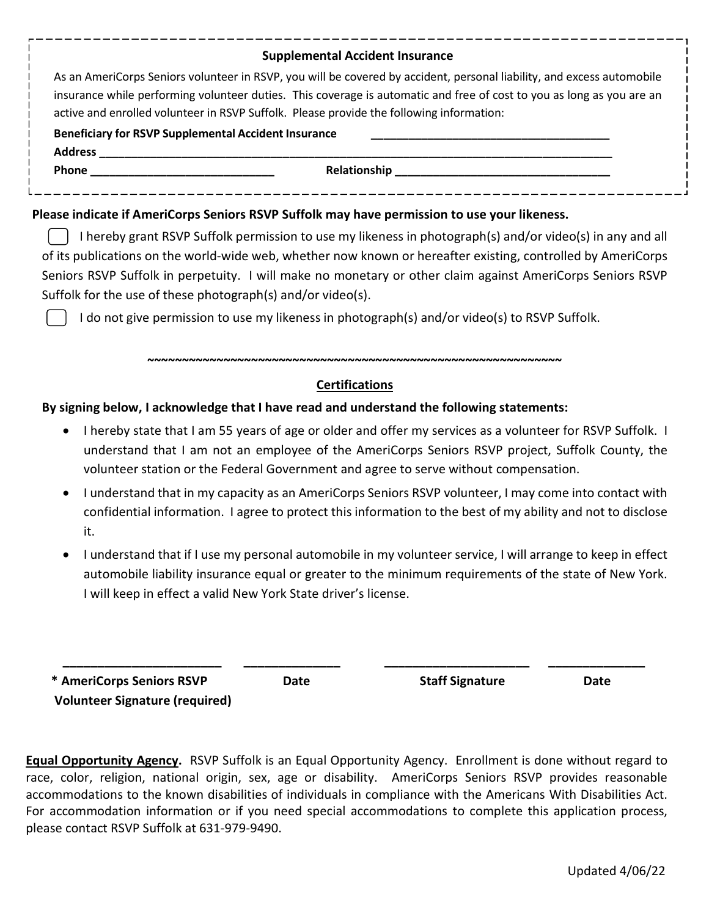### Supplemental Accident Insurance

As an AmeriCorps Seniors volunteer in RSVP, you will be covered by accident, personal liability, and excess automobile insurance while performing volunteer duties. This coverage is automatic and free of cost to you as long as you are an active and enrolled volunteer in RSVP Suffolk. Please provide the following information:

**Beneficiary for RSVP Supplemental Accident Insurance** ______________________________________

**Address** ______________________________________________________________________________

**Phone** ____________________________ **Relationship** _________________________________

**Please indicate if AmeriCorps Seniors RSVP Suffolk may have permission to use your likeness.**

☐ I hereby grant RSVP Suffolk permission to use my likeness in photograph(s) and/or video(s) in any and all of its publications on the world-wide web, whether now known or hereafter existing, controlled by AmeriCorps Seniors RSVP Suffolk in perpetuity. I will make no monetary or other claim against AmeriCorps Seniors RSVP Suffolk for the use of these photograph(s) and/or video(s).

☐ I do not give permission to use my likeness in photograph(s) and/or video(s) to RSVP Suffolk.

~~~~~~~~~~~~~~~~~~~~~~~~~~~~~~~~~~~~~~~~~~~~~~~~~~~~~~~~~~~~

## Certifications

**By signing below, I acknowledge that I have read and understand the following statements:**

- I hereby state that I am 55 years of age or older and offer my services as a volunteer for RSVP Suffolk. I understand that I am not an employee of the AmeriCorps Seniors RSVP project, Suffolk County, the volunteer station or the Federal Government and agree to serve without compensation.
- I understand that in my capacity as an AmeriCorps Seniors RSVP volunteer, I may come into contact with confidential information. I agree to protect this information to the best of my ability and not to disclose it.
- I understand that if I use my personal automobile in my volunteer service, I will arrange to keep in effect automobile liability insurance equal or greater to the minimum requirements of the state of New York. I will keep in effect a valid New York State driver's license.

______________________ ______________ ____________________ ______________

**\* AmeriCorps Seniors RSVP Volunteer Signature (required)** | **Date** | **Staff Signature** | **Date**

**Equal Opportunity Agency.** RSVP Suffolk is an Equal Opportunity Agency. Enrollment is done without regard to race, color, religion, national origin, sex, age or disability. AmeriCorps Seniors RSVP provides reasonable accommodations to the known disabilities of individuals in compliance with the Americans With Disabilities Act. For accommodation information or if you need special accommodations to complete this application process, please contact RSVP Suffolk at 631-979-9490.

Updated 4/06/22